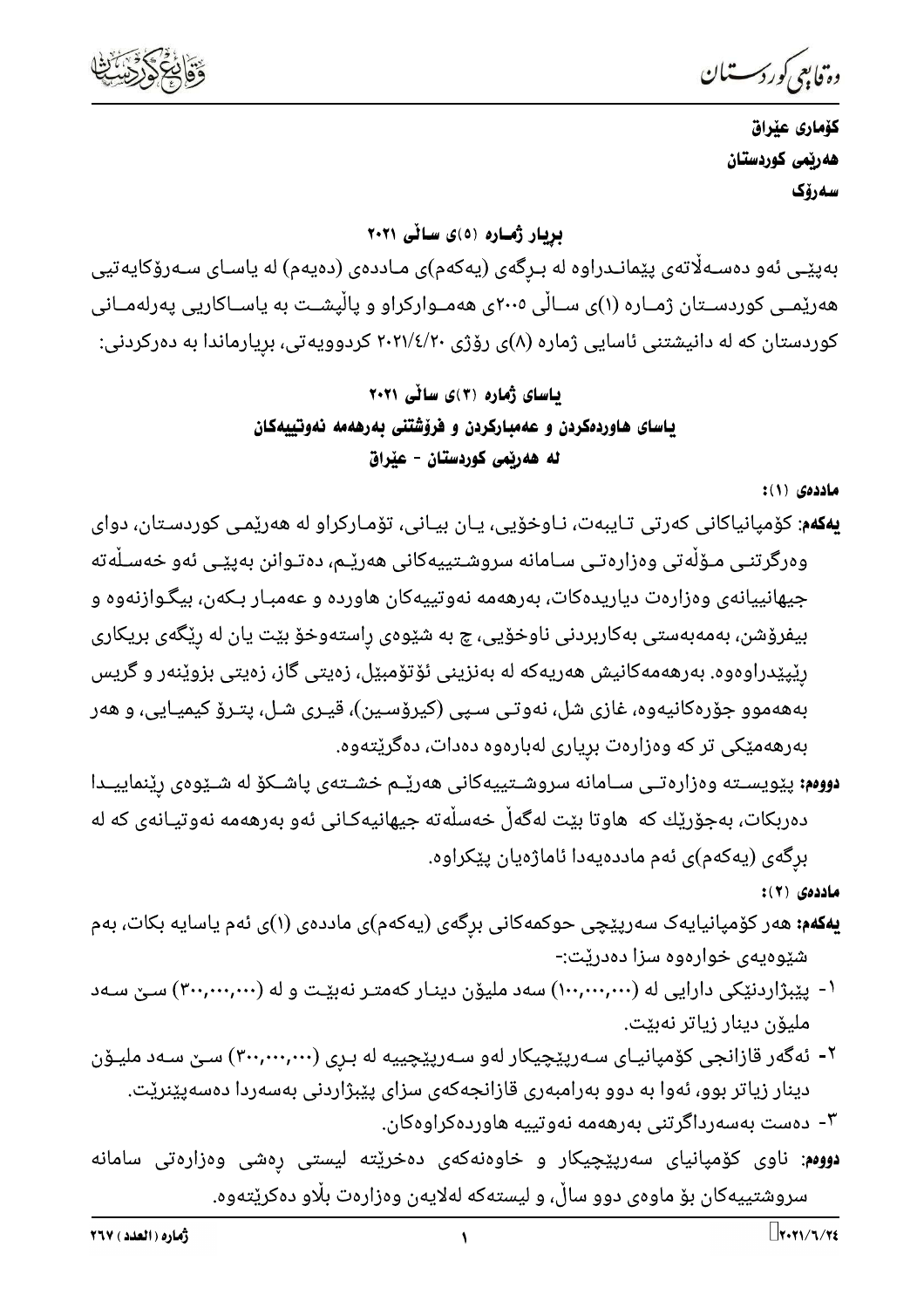**کۆماری عێراق**
**هەرێمی کوردستان**
**سەرۆک**

## بڕیار ژمارە (٥)ی ساڵی ٢٠٢١

بەپێی ئەو دەسەڵاتەی پێمانـدراوە لە بـڕگەی (یەکەم)ی مـاددەی (دەیەم) لە یاسـای سـەرۆکایەتیی هەرێمـی کوردسـتان ژمـارە (١)ی سـاڵی ٢٠٠٥ی هەمـوارکراو و پاڵپشـت بە یاسـاکاریی پەرلەمـانی کوردستان کە لە دانیشتنی ئاسایی ژمارە (٨)ی ڕۆژی ٢٠٢١/٤/٢٠ کردوویەتی، بڕیارماندا بە دەرکردنی:

## یاسای ژمارە (٣)ی ساڵی ٢٠٢١
## یاسای هاوردەکردن و عەمبارکردن و فرۆشتنی بەرهەمە نەوتییەکان لە هەرێمی کوردستان - عێراق

**ماددەی (١):**

**یەکەم:** کۆمپانیاکانی کەرتی تـایبەت، نـاوخۆیی، یـان بیـانی، تۆمـارکراو لە هەرێمـی کوردسـتان، دوای وەرگرتنـی مـۆڵەتی وەزارەتـی سـامانە سروشـتییەکانی هەرێـم، دەتـوانن بەپێـی ئەو خەسـڵەتە جیهانییانەی وەزارەت دیاریدەکات، بەرهەمە نەوتییەکان هاوردە و عەمبـار بـکەن، بیگـوازنەوە و بیفرۆشن، بەمەبەستی بەکاربردنی ناوخۆیی، چ بە شێوەی ڕاستەوخۆ بێت یان لە ڕێگەی بریکاری ڕێپێدراوەوە. بەرهەمەکانیش هەریەکە لە بەنزینی ئۆتۆمبێل، زەیتی گاز، زەیتی بزوێنەر و گریس بەهەموو جۆرەکانیەوە، غازی شل، نەوتـی سـپی (کیرۆسـین)، قیـری شـل، پتـرۆ کیمیـایی، و هەر بەرهەمێکی تر کە وەزارەت بڕیاری لەبارەوە دەدات، دەگرێتەوە.

**دووەم:** پێویسـتە وەزارەتـی سـامانە سروشـتییەکانی هەرێـم خشـتەی پاشـکۆ لە شـێوەی ڕێنماییـدا دەربکات، بەجۆرێك کە هاوتا بێت لەگەڵ خەسڵەتە جیهانیەکـانی ئەو بەرهەمە نەوتیـانەی کە لە بڕگەی (یەکەم)ی ئەم ماددەیەدا ئاماژەیان پێکراوە.

**ماددەی (٢):**

**یەکەم:** هەر کۆمپانیایەک سەرپێچی حوکمەکانی بڕگەی (یەکەم)ی ماددەی (١)ی ئەم یاسایە بکات، بەم شێوەیەی خوارەوە سزا دەدرێت:-

١- پێبژاردنێکی دارایی لە (١٠٠,٠٠٠,٠٠٠) سەد ملیۆن دینـار کەمتـر نەبێـت و لە (٣٠٠,٠٠٠,٠٠٠) سـێ سـەد ملیۆن دینار زیاتر نەبێت.

٢- ئەگەر قازانجی کۆمپانیـای سـەرپێچیکار لەو سـەرپێچییە لە بـڕی (٣٠٠,٠٠٠,٠٠٠) سـێ سـەد ملیـۆن دینار زیاتر بوو، ئەوا بە دوو بەرامبەری قازانجەکەی سزای پێبژاردنی بەسەردا دەسەپێنرێت.

٣- دەست بەسەرداگرتنی بەرهەمە نەوتییە هاوردەکراوەکان.

**دووەم:** ناوی کۆمپانیای سەرپێچیکار و خاوەنەکەی دەخرێتە لیستی ڕەشی وەزارەتی سامانە سروشتییەکان بۆ ماوەی دوو ساڵ، و لیستەکە لەلایەن وەزارەت بڵاو دەکرێتەوە.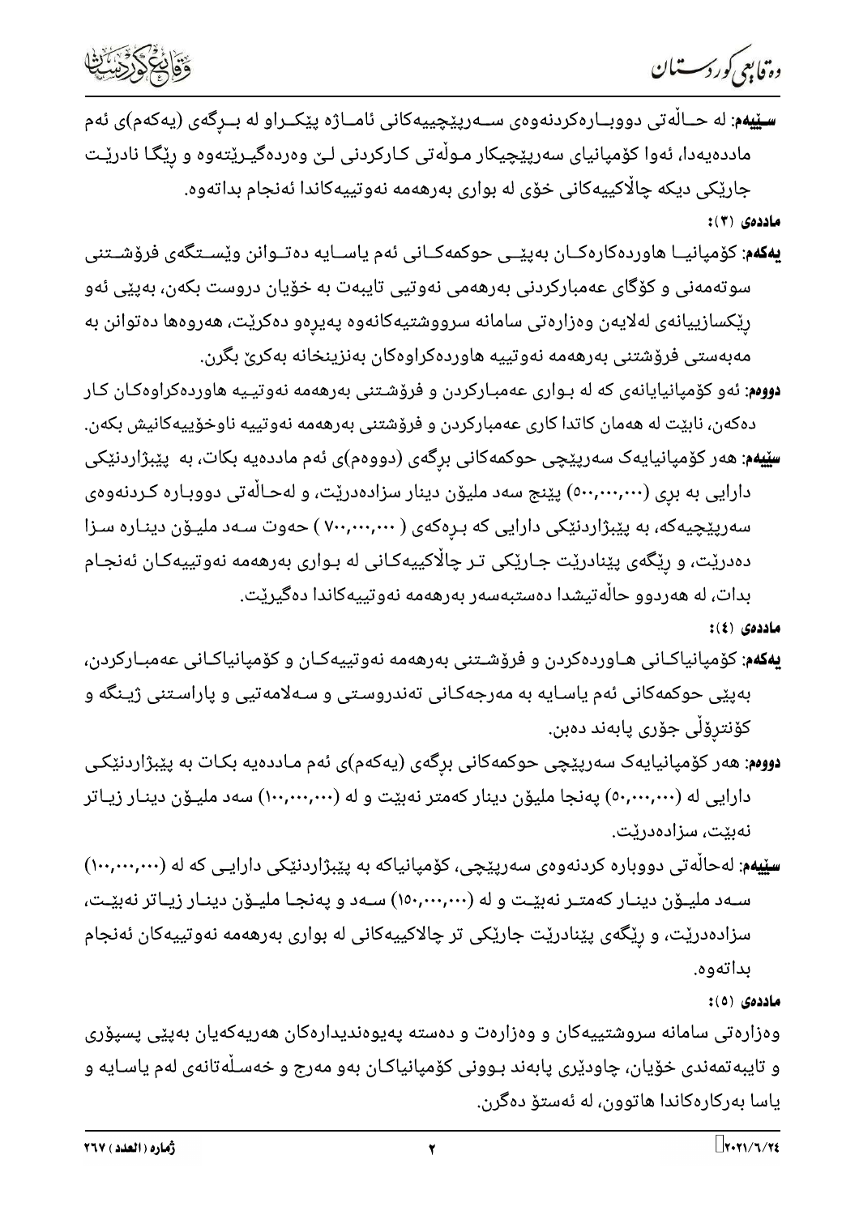**سێیەم**: لە حاڵەتی دووبارەکردنەوەی سەرپێچییەکانی ئاماژە پێکراو لە بڕگەی (یەکەم)ی ئەم ماددەیەدا، ئەوا کۆمپانیای سەرپێچیکار مۆڵەتی کارکردنی لێ وەردەگیرێتەوە و ڕێگا نادرێت جارێکی دیکە چالاکییەکانی خۆی لە بواری بەرهەمە نەوتییەکاندا ئەنجام بداتەوە.

**ماددەی (٣):**

**یەکەم**: کۆمپانیا هاوردەکارەکان بەپێی حوکمەکانی ئەم یاسایە دەتوانن وێستگەی فرۆشتنی سوتەمەنی و کۆگای عەمبارکردنی بەرهەمی نەوتیی تایبەت بە خۆیان دروست بکەن، بەپێی ئەو ڕێکسازییانەی لەلایەن وەزارەتی سامانە سرووشتیەکانەوە پەیڕەو دەکرێت، هەروەها دەتوانن بە مەبەستی فرۆشتنی بەرهەمە نەوتییە هاوردەکراوەکان بەنزینخانە بەکرێ بگرن.

**دووەم**: ئەو کۆمپانیایانەی کە لە بواری عەمبارکردن و فرۆشتنی بەرهەمە نەوتییە هاوردەکراوەکان کار دەکەن، نابێت لە هەمان کاتدا کاری عەمبارکردن و فرۆشتنی بەرهەمە نەوتییە ناوخۆییەکانیش بکەن.

**سێیەم**: هەر کۆمپانیایەک سەرپێچی حوکمەکانی بڕگەی (دووەم)ی ئەم ماددەیە بکات، بە پێبژاردنێکی دارایی بە بڕی (٥٠٠,٠٠٠,٠٠٠) پێنج سەد ملیۆن دینار سزادەدرێت، و لەحاڵەتی دووبارە کردنەوەی سەرپێچییەکە، بە پێبژاردنێکی دارایی کە بڕەکەی ( ٧٠٠,٠٠٠,٠٠٠ ) حەوت سەد ملیۆن دینارە سزا دەدرێت، و ڕێگەی پێنادرێت جارێکی تر چالاکییەکانی لە بواری بەرهەمە نەوتییەکان ئەنجام بدات، لە هەردوو حاڵەتیشدا دەستبەسەر بەرهەمە نەوتییەکاندا دەگیرێت.

**ماددەی (٤):**

**یەکەم**: کۆمپانیاکانی هاوردەکردن و فرۆشتنی بەرهەمە نەوتییەکان و کۆمپانیاکانی عەمبارکردن، بەپێی حوکمەکانی ئەم یاسایە بە مەرجەکانی تەندروستی و سەلامەتیی و پاراستنی ژینگە و کۆنترۆڵی جۆری پابەند دەبن.

**دووەم**: هەر کۆمپانیایەک سەرپێچی حوکمەکانی بڕگەی (یەکەم)ی ئەم ماددەیە بکات بە پێبژاردنێکی دارایی لە (٥٠,٠٠٠,٠٠٠) پەنجا ملیۆن دینار کەمتر نەبێت و لە (١٠٠,٠٠٠,٠٠٠) سەد ملیۆن دینار زیاتر نەبێت، سزادەدرێت.

**سێیەم**: لەحاڵەتی دووبارە کردنەوەی سەرپێچی، کۆمپانیاکە بە پێبژاردنێکی دارایی کە لە (١٠٠,٠٠٠,٠٠٠) سەد ملیۆن دینار کەمتر نەبێت و لە (١٥٠,٠٠٠,٠٠٠) سەد و پەنجا ملیۆن دینار زیاتر نەبێت، سزادەدرێت، و ڕێگەی پێنادرێت جارێکی تر چالاکییەکانی لە بواری بەرهەمە نەوتییەکان ئەنجام بداتەوە.

**ماددەی (٥):**

وەزارەتی سامانە سروشتییەکان و وەزارەت و دەستە پەیوەندیدارەکان هەریەکەیان بەپێی پسپۆڕی و تایبەتمەندی خۆیان، چاودێری پابەند بوونی کۆمپانیاکان بەو مەرج و خەسڵەتانەی لەم یاسایە و یاسا بەرکارەکاندا هاتوون، لە ئەستۆ دەگرن.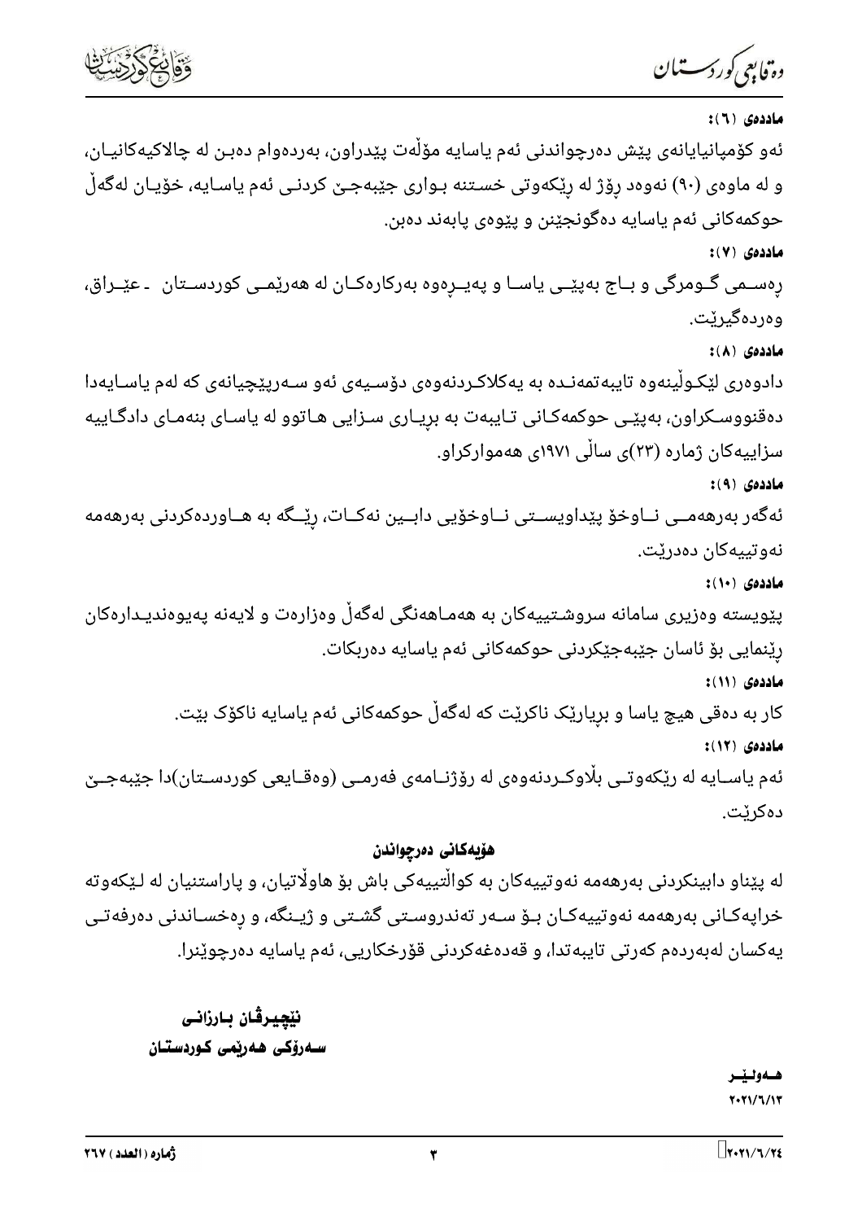**ماددەی (٦):**

ئەو کۆمپانیایانەی پێش دەرچواندنی ئەم یاسایە مۆڵەت پێدراون، بەردەوام دەبن لە چالاکیەکانیان، و لە ماوەی (٩٠) نەوەد ڕۆژ لە ڕێکەوتی خستنە بواری جێبەجێ کردنی ئەم یاسایە، خۆیان لەگەڵ حوکمەکانی ئەم یاسایە دەگونجێنن و پێوەی پابەند دەبن.

**ماددەی (٧):**

ڕەسمی گومرگی و باج بەپێی یاسا و پەیڕەوە بەرکارەکان لە هەرێمی کوردستان ـ عێراق، وەردەگیرێت.

**ماددەی (٨):**

دادوەری لێکوڵینەوە تایبەتمەندە بە یەکلاکردنەوەی دۆسیەی ئەو سەرپێچیانەی کە لەم یاسایەدا دەقنووسکراون، بەپێی حوکمەکانی تایبەت بە بڕیاری سزایی هاتوو لە یاسای بنەمای دادگاییە سزاییەکان ژمارە (٢٣)ی ساڵی ١٩٧١ی هەموارکراو.

**ماددەی (٩):**

ئەگەر بەرهەمی ناوخۆ پێداویستی ناوخۆیی دابین نەکات، ڕێگە بە هاوردەکردنی بەرهەمە نەوتییەکان دەدرێت.

**ماددەی (١٠):**

پێویستە وەزیری سامانە سروشتییەکان بە هەماهەنگی لەگەڵ وەزارەت و لایەنە پەیوەندیدارەکان ڕێنمایی بۆ ئاسان جێبەجێکردنی حوکمەکانی ئەم یاسایە دەربکات.

**ماددەی (١١):**

کار بە دەقی هیچ یاسا و بڕیارێک ناکرێت کە لەگەڵ حوکمەکانی ئەم یاسایە ناکۆک بێت.

**ماددەی (١٢):**

ئەم یاسایە لە ڕێکەوتی بڵاوکردنەوەی لە ڕۆژنامەی فەرمی (وەقایعی کوردستان)دا جێبەجێ دەکرێت.

**هۆیەکانی دەرچواندن**

لە پێناو دابینکردنی بەرهەمە نەوتییەکان بە کواڵیتییەکی باش بۆ هاوڵاتیان، و پاراستنیان لە لێکەوتە خراپەکانی بەرهەمە نەوتییەکان بۆ سەر تەندروستی گشتی و ژینگە، و ڕەخساندنی دەرفەتی یەکسان لەبەردەم کەرتی تایبەتدا، و قەدەغەکردنی قۆرخکاریی، ئەم یاسایە دەرچوێنرا.

**نێچیرڤان بارزانی**
**سەرۆکی هەرێمی کوردستان**

**هەولێر**
**٢٠٢١/٦/١٣**